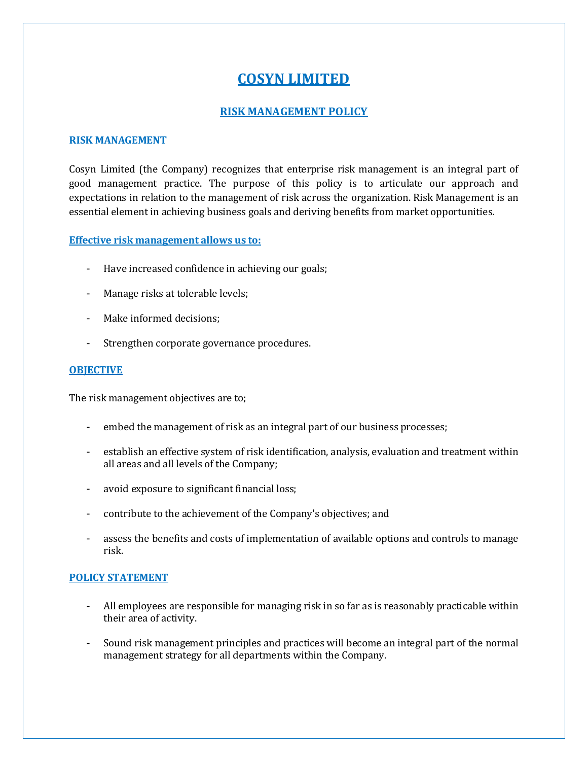# COSYN LIMITED

## RISK MANAGEMENT POLICY

### RISK MANAGEMENT

Cosyn Limited (the Company) recognizes that enterprise risk management is an integral part of good management practice. The purpose of this policy is to articulate our approach and expectations in relation to the management of risk across the organization. Risk Management is an essential element in achieving business goals and deriving benefits from market opportunities.

### Effective risk management allows us to:

- Have increased confidence in achieving our goals;
- Manage risks at tolerable levels;
- Make informed decisions;
- Strengthen corporate governance procedures.

### OBJECTIVE

The risk management objectives are to;

- embed the management of risk as an integral part of our business processes;
- establish an effective system of risk identification, analysis, evaluation and treatment within all areas and all levels of the Company;
- avoid exposure to significant financial loss;
- contribute to the achievement of the Company's objectives; and
- assess the benefits and costs of implementation of available options and controls to manage risk.

### POLICY STATEMENT

- All employees are responsible for managing risk in so far as is reasonably practicable within their area of activity.
- Sound risk management principles and practices will become an integral part of the normal management strategy for all departments within the Company.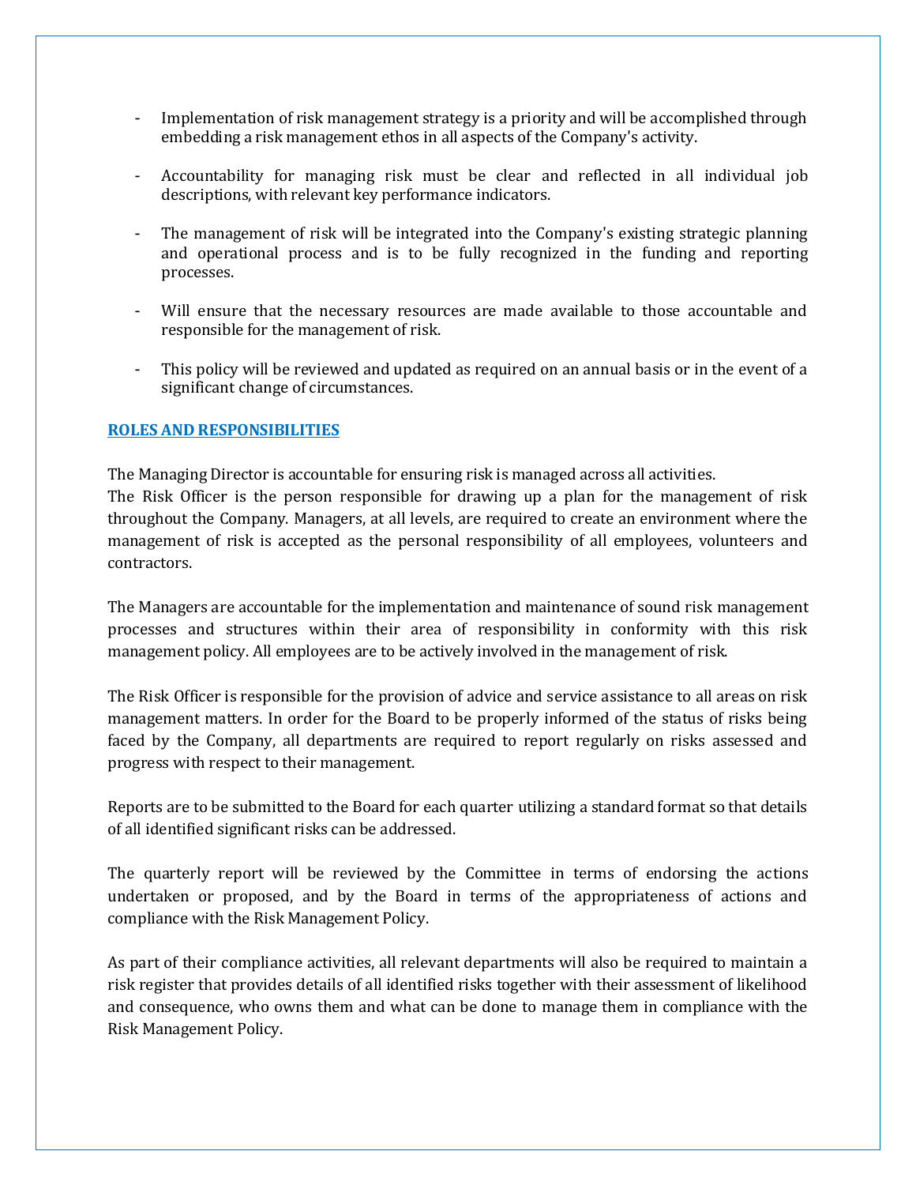- Implementation of risk management strategy is a priority and will be accomplished through embedding a risk management ethos in all aspects of the Company's activity.

- Accountability for managing risk must be clear and reflected in all individual job descriptions, with relevant key performance indicators.

- The management of risk will be integrated into the Company's existing strategic planning and operational process and is to be fully recognized in the funding and reporting processes.

- Will ensure that the necessary resources are made available to those accountable and responsible for the management of risk.

- This policy will be reviewed and updated as required on an annual basis or in the event of a significant change of circumstances.

## ROLES AND RESPONSIBILITIES

The Managing Director is accountable for ensuring risk is managed across all activities.
The Risk Officer is the person responsible for drawing up a plan for the management of risk throughout the Company. Managers, at all levels, are required to create an environment where the management of risk is accepted as the personal responsibility of all employees, volunteers and contractors.

The Managers are accountable for the implementation and maintenance of sound risk management processes and structures within their area of responsibility in conformity with this risk management policy. All employees are to be actively involved in the management of risk.

The Risk Officer is responsible for the provision of advice and service assistance to all areas on risk management matters. In order for the Board to be properly informed of the status of risks being faced by the Company, all departments are required to report regularly on risks assessed and progress with respect to their management.

Reports are to be submitted to the Board for each quarter utilizing a standard format so that details of all identified significant risks can be addressed.

The quarterly report will be reviewed by the Committee in terms of endorsing the actions undertaken or proposed, and by the Board in terms of the appropriateness of actions and compliance with the Risk Management Policy.

As part of their compliance activities, all relevant departments will also be required to maintain a risk register that provides details of all identified risks together with their assessment of likelihood and consequence, who owns them and what can be done to manage them in compliance with the Risk Management Policy.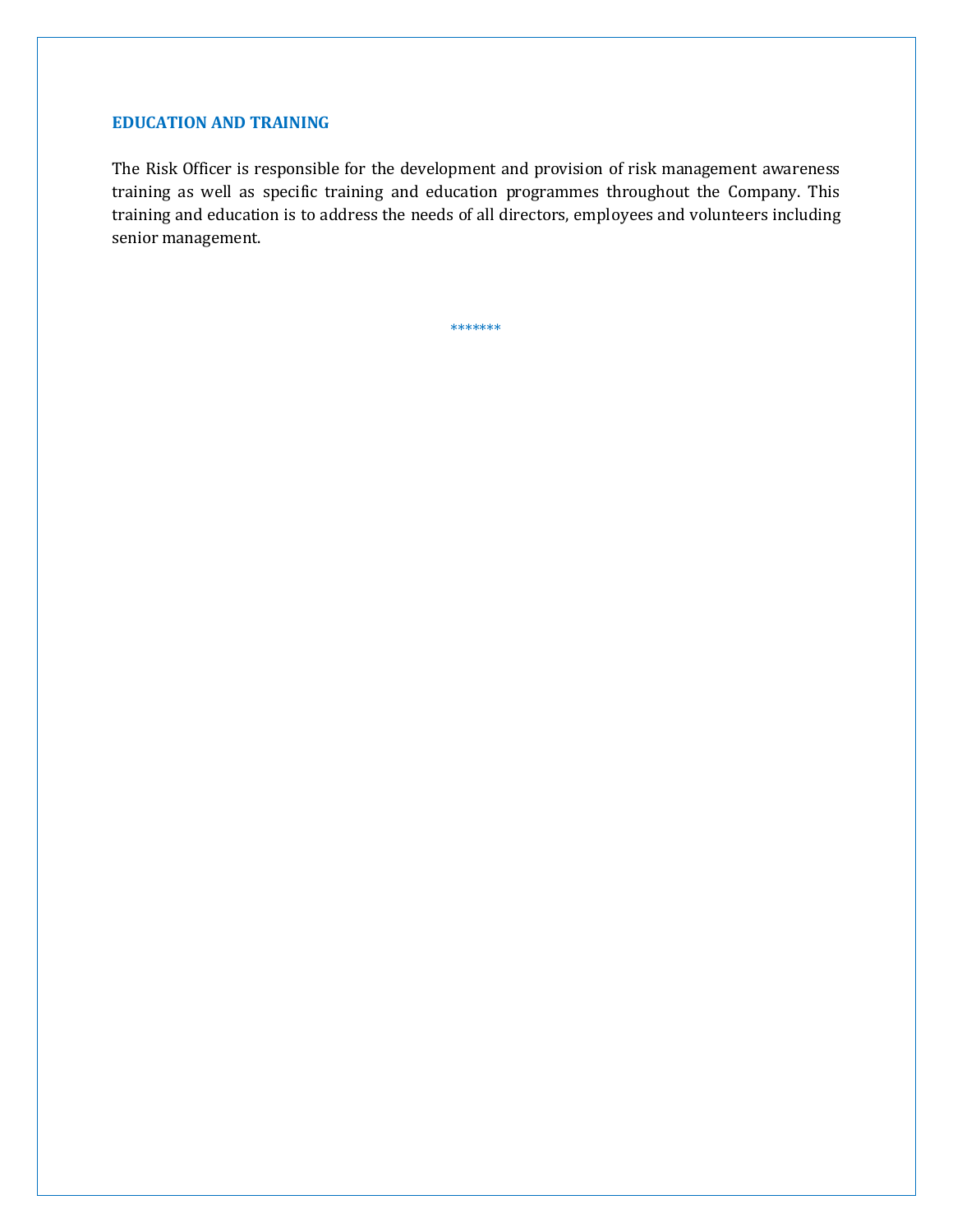## EDUCATION AND TRAINING

The Risk Officer is responsible for the development and provision of risk management awareness training as well as specific training and education programmes throughout the Company. This training and education is to address the needs of all directors, employees and volunteers including senior management.

*******